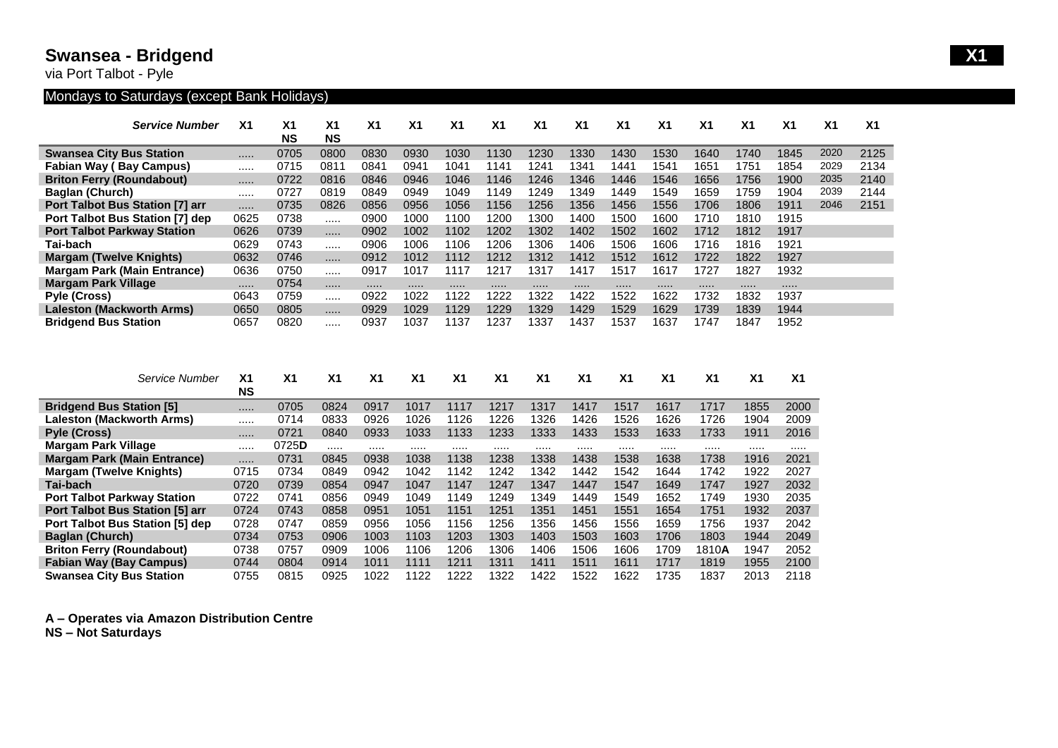# Swansea - Bridgend

**X1**

via Port Talbot - Pyle

## Mondays to Saturdays (except Bank Holidays)

| *Service Number* | X1 | X1 NS | X1 NS | X1 | X1 | X1 | X1 | X1 | X1 | X1 | X1 | X1 | X1 | X1 | X1 | X1 |
|---|---|---|---|---|---|---|---|---|---|---|---|---|---|---|---|---|
| **Swansea City Bus Station** | ..... | 0705 | 0800 | 0830 | 0930 | 1030 | 1130 | 1230 | 1330 | 1430 | 1530 | 1640 | 1740 | 1845 | 2020 | 2125 |
| **Fabian Way ( Bay Campus)** | ..... | 0715 | 0811 | 0841 | 0941 | 1041 | 1141 | 1241 | 1341 | 1441 | 1541 | 1651 | 1751 | 1854 | 2029 | 2134 |
| **Briton Ferry (Roundabout)** | ..... | 0722 | 0816 | 0846 | 0946 | 1046 | 1146 | 1246 | 1346 | 1446 | 1546 | 1656 | 1756 | 1900 | 2035 | 2140 |
| **Baglan (Church)** | ..... | 0727 | 0819 | 0849 | 0949 | 1049 | 1149 | 1249 | 1349 | 1449 | 1549 | 1659 | 1759 | 1904 | 2039 | 2144 |
| **Port Talbot Bus Station [7] arr** | ..... | 0735 | 0826 | 0856 | 0956 | 1056 | 1156 | 1256 | 1356 | 1456 | 1556 | 1706 | 1806 | 1911 | 2046 | 2151 |
| **Port Talbot Bus Station [7] dep** | 0625 | 0738 | ..... | 0900 | 1000 | 1100 | 1200 | 1300 | 1400 | 1500 | 1600 | 1710 | 1810 | 1915 | | |
| **Port Talbot Parkway Station** | 0626 | 0739 | ..... | 0902 | 1002 | 1102 | 1202 | 1302 | 1402 | 1502 | 1602 | 1712 | 1812 | 1917 | | |
| **Tai-bach** | 0629 | 0743 | ..... | 0906 | 1006 | 1106 | 1206 | 1306 | 1406 | 1506 | 1606 | 1716 | 1816 | 1921 | | |
| **Margam (Twelve Knights)** | 0632 | 0746 | ..... | 0912 | 1012 | 1112 | 1212 | 1312 | 1412 | 1512 | 1612 | 1722 | 1822 | 1927 | | |
| **Margam Park (Main Entrance)** | 0636 | 0750 | ..... | 0917 | 1017 | 1117 | 1217 | 1317 | 1417 | 1517 | 1617 | 1727 | 1827 | 1932 | | |
| **Margam Park Village** | ..... | 0754 | ..... | ..... | ..... | ..... | ..... | ..... | ..... | ..... | ..... | ..... | ..... | ..... | | |
| **Pyle (Cross)** | 0643 | 0759 | ..... | 0922 | 1022 | 1122 | 1222 | 1322 | 1422 | 1522 | 1622 | 1732 | 1832 | 1937 | | |
| **Laleston (Mackworth Arms)** | 0650 | 0805 | ..... | 0929 | 1029 | 1129 | 1229 | 1329 | 1429 | 1529 | 1629 | 1739 | 1839 | 1944 | | |
| **Bridgend Bus Station** | 0657 | 0820 | ..... | 0937 | 1037 | 1137 | 1237 | 1337 | 1437 | 1537 | 1637 | 1747 | 1847 | 1952 | | |

| *Service Number* | X1 NS | X1 | X1 | X1 | X1 | X1 | X1 | X1 | X1 | X1 | X1 | X1 | X1 | X1 |
|---|---|---|---|---|---|---|---|---|---|---|---|---|---|---|
| **Bridgend Bus Station [5]** | ..... | 0705 | 0824 | 0917 | 1017 | 1117 | 1217 | 1317 | 1417 | 1517 | 1617 | 1717 | 1855 | 2000 |
| **Laleston (Mackworth Arms)** | ..... | 0714 | 0833 | 0926 | 1026 | 1126 | 1226 | 1326 | 1426 | 1526 | 1626 | 1726 | 1904 | 2009 |
| **Pyle (Cross)** | ..... | 0721 | 0840 | 0933 | 1033 | 1133 | 1233 | 1333 | 1433 | 1533 | 1633 | 1733 | 1911 | 2016 |
| **Margam Park Village** | ..... | 0725**D** | ..... | ..... | ..... | ..... | ..... | ..... | ..... | ..... | ..... | ..... | ..... | ..... |
| **Margam Park (Main Entrance)** | ..... | 0731 | 0845 | 0938 | 1038 | 1138 | 1238 | 1338 | 1438 | 1538 | 1638 | 1738 | 1916 | 2021 |
| **Margam (Twelve Knights)** | 0715 | 0734 | 0849 | 0942 | 1042 | 1142 | 1242 | 1342 | 1442 | 1542 | 1644 | 1742 | 1922 | 2027 |
| **Tai-bach** | 0720 | 0739 | 0854 | 0947 | 1047 | 1147 | 1247 | 1347 | 1447 | 1547 | 1649 | 1747 | 1927 | 2032 |
| **Port Talbot Parkway Station** | 0722 | 0741 | 0856 | 0949 | 1049 | 1149 | 1249 | 1349 | 1449 | 1549 | 1652 | 1749 | 1930 | 2035 |
| **Port Talbot Bus Station [5] arr** | 0724 | 0743 | 0858 | 0951 | 1051 | 1151 | 1251 | 1351 | 1451 | 1551 | 1654 | 1751 | 1932 | 2037 |
| **Port Talbot Bus Station [5] dep** | 0728 | 0747 | 0859 | 0956 | 1056 | 1156 | 1256 | 1356 | 1456 | 1556 | 1659 | 1756 | 1937 | 2042 |
| **Baglan (Church)** | 0734 | 0753 | 0906 | 1003 | 1103 | 1203 | 1303 | 1403 | 1503 | 1603 | 1706 | 1803 | 1944 | 2049 |
| **Briton Ferry (Roundabout)** | 0738 | 0757 | 0909 | 1006 | 1106 | 1206 | 1306 | 1406 | 1506 | 1606 | 1709 | 1810**A** | 1947 | 2052 |
| **Fabian Way (Bay Campus)** | 0744 | 0804 | 0914 | 1011 | 1111 | 1211 | 1311 | 1411 | 1511 | 1611 | 1717 | 1819 | 1955 | 2100 |
| **Swansea City Bus Station** | 0755 | 0815 | 0925 | 1022 | 1122 | 1222 | 1322 | 1422 | 1522 | 1622 | 1735 | 1837 | 2013 | 2118 |

**A – Operates via Amazon Distribution Centre**

**NS – Not Saturdays**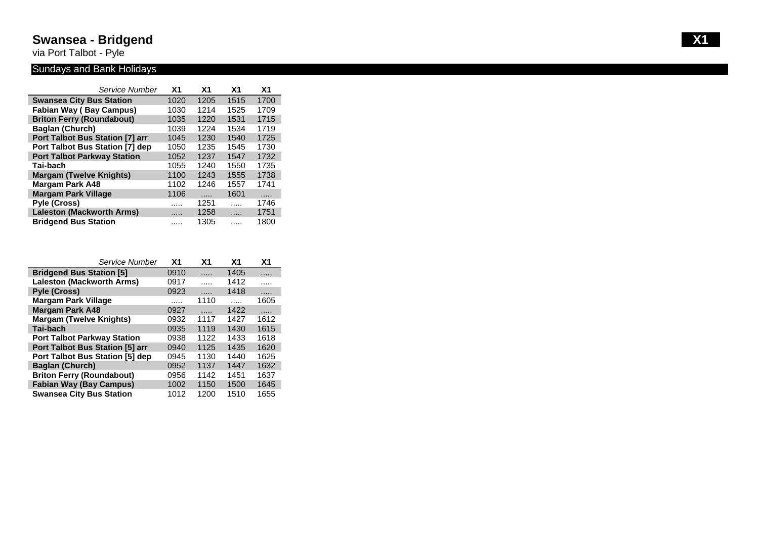# Swansea - Bridgend

via Port Talbot - Pyle

**X1**

## Sundays and Bank Holidays

| *Service Number* | X1 | X1 | X1 | X1 |
|---|---|---|---|---|
| **Swansea City Bus Station** | 1020 | 1205 | 1515 | 1700 |
| **Fabian Way ( Bay Campus)** | 1030 | 1214 | 1525 | 1709 |
| **Briton Ferry (Roundabout)** | 1035 | 1220 | 1531 | 1715 |
| **Baglan (Church)** | 1039 | 1224 | 1534 | 1719 |
| **Port Talbot Bus Station [7] arr** | 1045 | 1230 | 1540 | 1725 |
| **Port Talbot Bus Station [7] dep** | 1050 | 1235 | 1545 | 1730 |
| **Port Talbot Parkway Station** | 1052 | 1237 | 1547 | 1732 |
| **Tai-bach** | 1055 | 1240 | 1550 | 1735 |
| **Margam (Twelve Knights)** | 1100 | 1243 | 1555 | 1738 |
| **Margam Park A48** | 1102 | 1246 | 1557 | 1741 |
| **Margam Park Village** | 1106 | ..... | 1601 | ..... |
| **Pyle (Cross)** | ..... | 1251 | ..... | 1746 |
| **Laleston (Mackworth Arms)** | ..... | 1258 | ..... | 1751 |
| **Bridgend Bus Station** | ..... | 1305 | ..... | 1800 |

| *Service Number* | X1 | X1 | X1 | X1 |
|---|---|---|---|---|
| **Bridgend Bus Station [5]** | 0910 | ..... | 1405 | ..... |
| **Laleston (Mackworth Arms)** | 0917 | ..... | 1412 | ..... |
| **Pyle (Cross)** | 0923 | ..... | 1418 | ..... |
| **Margam Park Village** | ..... | 1110 | ..... | 1605 |
| **Margam Park A48** | 0927 | ..... | 1422 | ..... |
| **Margam (Twelve Knights)** | 0932 | 1117 | 1427 | 1612 |
| **Tai-bach** | 0935 | 1119 | 1430 | 1615 |
| **Port Talbot Parkway Station** | 0938 | 1122 | 1433 | 1618 |
| **Port Talbot Bus Station [5] arr** | 0940 | 1125 | 1435 | 1620 |
| **Port Talbot Bus Station [5] dep** | 0945 | 1130 | 1440 | 1625 |
| **Baglan (Church)** | 0952 | 1137 | 1447 | 1632 |
| **Briton Ferry (Roundabout)** | 0956 | 1142 | 1451 | 1637 |
| **Fabian Way (Bay Campus)** | 1002 | 1150 | 1500 | 1645 |
| **Swansea City Bus Station** | 1012 | 1200 | 1510 | 1655 |